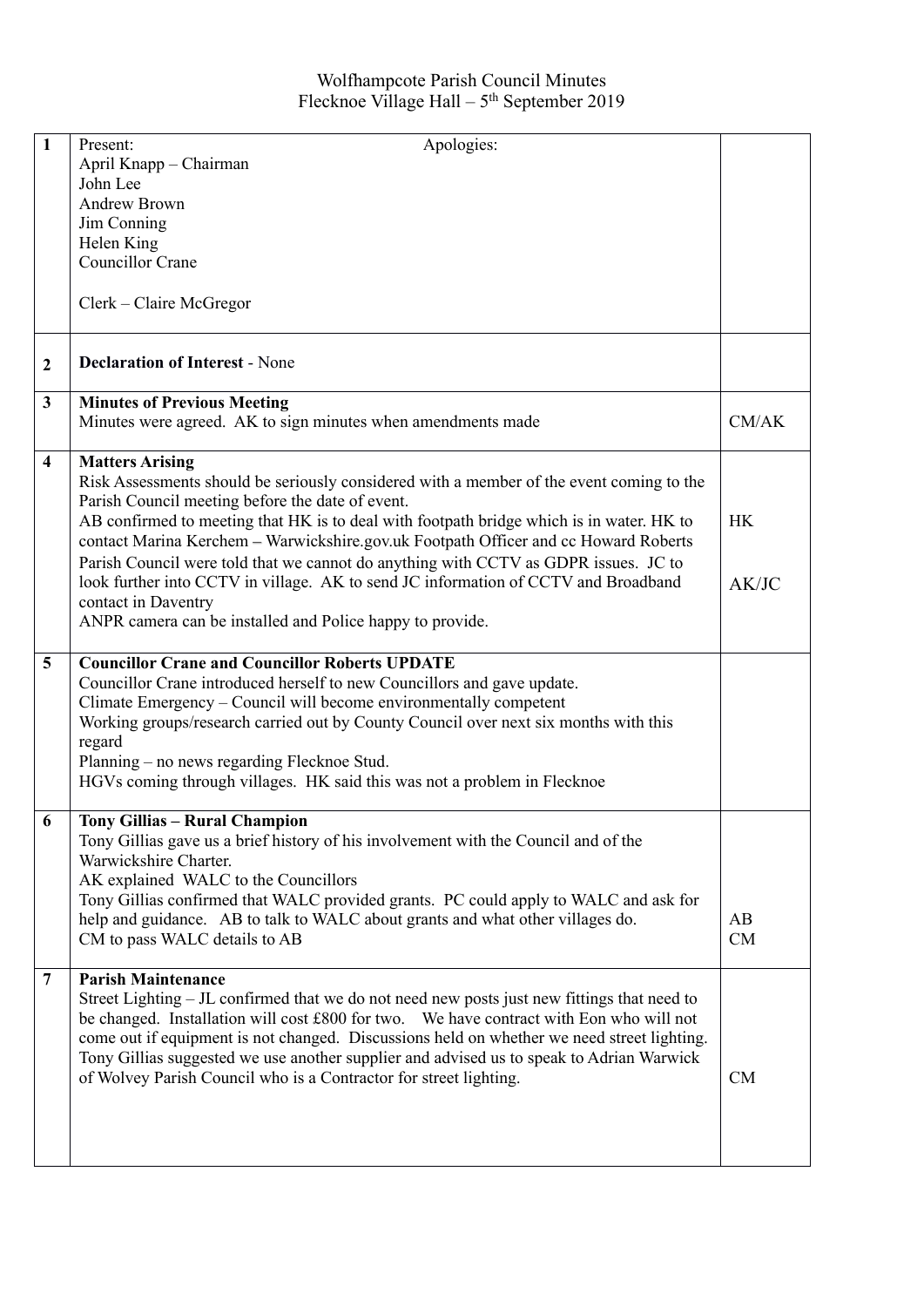Wolfhampcote Parish Council Minutes
Flecknoe Village Hall – 5th September 2019

| | | |
|---|---|---|
| 1 | Present: April Knapp – Chairman<br>John Lee<br>Andrew Brown<br>Jim Conning<br>Helen King<br>Councillor Crane<br><br>Clerk – Claire McGregor<br><br>Apologies: | |
| 2 | **Declaration of Interest** - None | |
| 3 | **Minutes of Previous Meeting**<br>Minutes were agreed. AK to sign minutes when amendments made | CM/AK |
| 4 | **Matters Arising**<br>Risk Assessments should be seriously considered with a member of the event coming to the Parish Council meeting before the date of event.<br>AB confirmed to meeting that HK is to deal with footpath bridge which is in water. HK to contact Marina Kerchem – Warwickshire.gov.uk Footpath Officer and cc Howard Roberts<br>Parish Council were told that we cannot do anything with CCTV as GDPR issues. JC to look further into CCTV in village. AK to send JC information of CCTV and Broadband contact in Daventry<br>ANPR camera can be installed and Police happy to provide. | HK<br><br>AK/JC |
| 5 | **Councillor Crane and Councillor Roberts UPDATE**<br>Councillor Crane introduced herself to new Councillors and gave update.<br>Climate Emergency – Council will become environmentally competent<br>Working groups/research carried out by County Council over next six months with this regard<br>Planning – no news regarding Flecknoe Stud.<br>HGVs coming through villages. HK said this was not a problem in Flecknoe | |
| 6 | **Tony Gillias – Rural Champion**<br>Tony Gillias gave us a brief history of his involvement with the Council and of the Warwickshire Charter.<br>AK explained WALC to the Councillors<br>Tony Gillias confirmed that WALC provided grants. PC could apply to WALC and ask for help and guidance. AB to talk to WALC about grants and what other villages do.<br>CM to pass WALC details to AB | AB<br>CM |
| 7 | **Parish Maintenance**<br>Street Lighting – JL confirmed that we do not need new posts just new fittings that need to be changed. Installation will cost £800 for two. We have contract with Eon who will not come out if equipment is not changed. Discussions held on whether we need street lighting. Tony Gillias suggested we use another supplier and advised us to speak to Adrian Warwick of Wolvey Parish Council who is a Contractor for street lighting. | CM |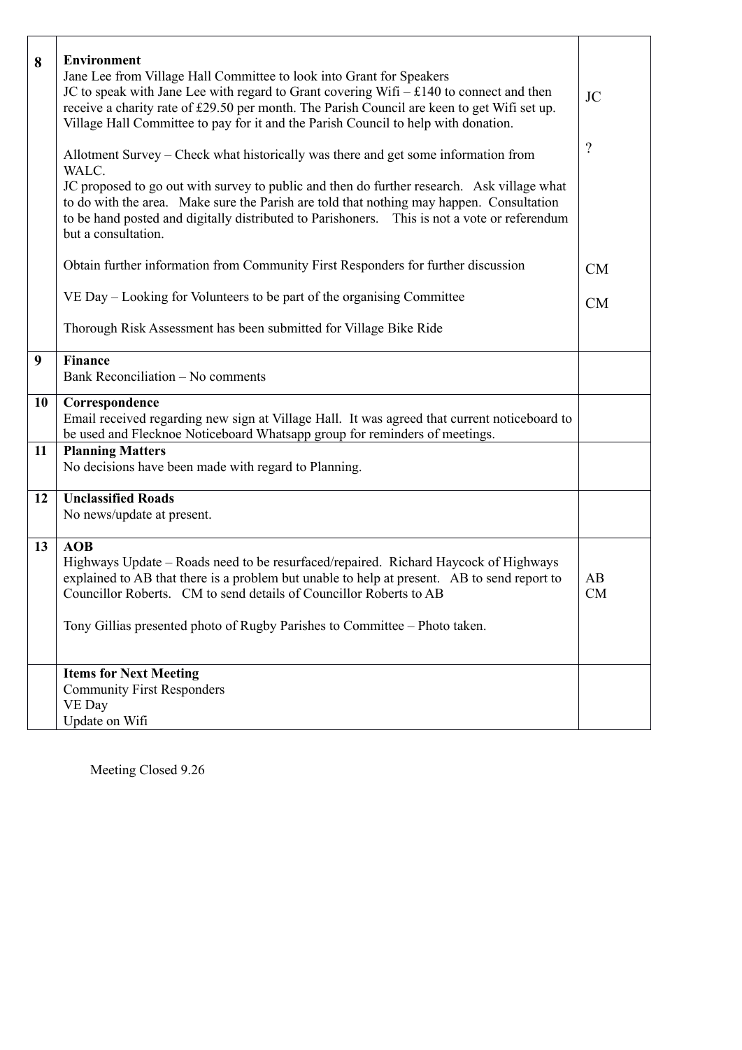| | | |
|---|---|---|
| 8 | **Environment**<br>Jane Lee from Village Hall Committee to look into Grant for Speakers<br>JC to speak with Jane Lee with regard to Grant covering Wifi – £140 to connect and then receive a charity rate of £29.50 per month. The Parish Council are keen to get Wifi set up. Village Hall Committee to pay for it and the Parish Council to help with donation.<br><br>Allotment Survey – Check what historically was there and get some information from WALC.<br>JC proposed to go out with survey to public and then do further research. Ask village what to do with the area. Make sure the Parish are told that nothing may happen. Consultation to be hand posted and digitally distributed to Parishoners. This is not a vote or referendum but a consultation.<br><br>Obtain further information from Community First Responders for further discussion<br><br>VE Day – Looking for Volunteers to be part of the organising Committee<br><br>Thorough Risk Assessment has been submitted for Village Bike Ride | JC<br><br>?<br><br>CM<br><br>CM |
| 9 | **Finance**<br>Bank Reconciliation – No comments | |
| 10 | **Correspondence**<br>Email received regarding new sign at Village Hall. It was agreed that current noticeboard to be used and Flecknoe Noticeboard Whatsapp group for reminders of meetings. | |
| 11 | **Planning Matters**<br>No decisions have been made with regard to Planning. | |
| 12 | **Unclassified Roads**<br>No news/update at present. | |
| 13 | **AOB**<br>Highways Update – Roads need to be resurfaced/repaired. Richard Haycock of Highways explained to AB that there is a problem but unable to help at present. AB to send report to Councillor Roberts. CM to send details of Councillor Roberts to AB<br><br>Tony Gillias presented photo of Rugby Parishes to Committee – Photo taken. | AB<br>CM |
| | **Items for Next Meeting**<br>Community First Responders<br>VE Day<br>Update on Wifi | |

Meeting Closed 9.26